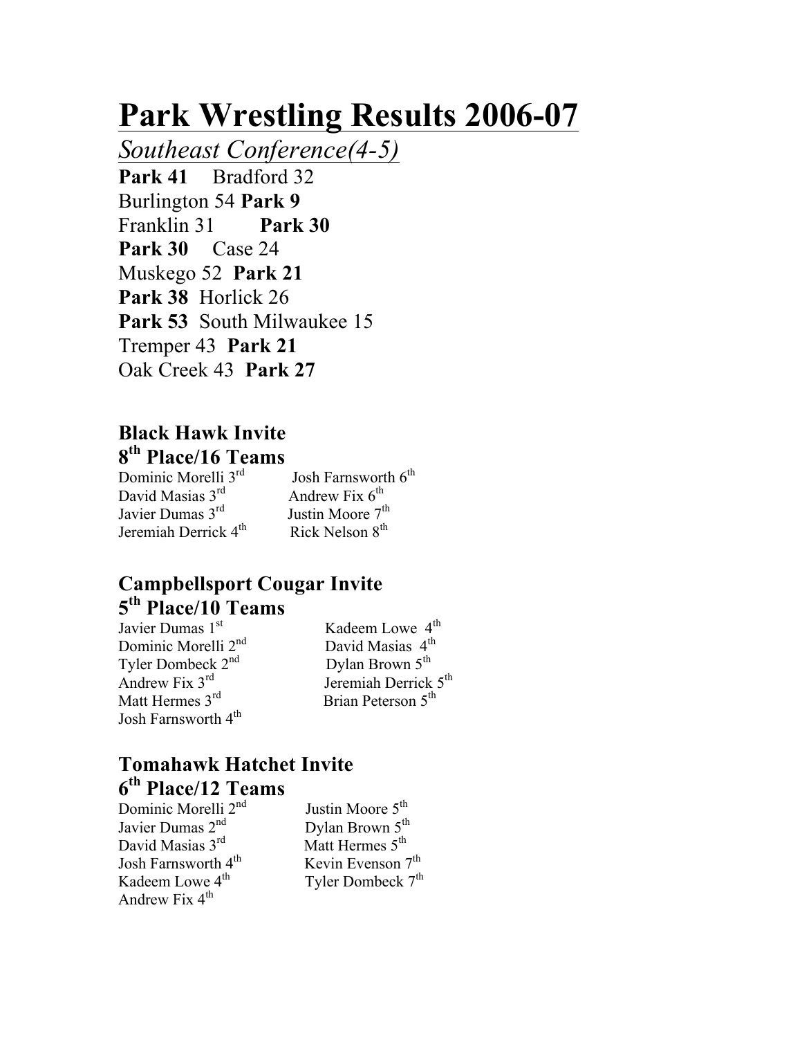# Park Wrestling Results 2006-07

*Southeast Conference(4-5)*

**Park 41** Bradford 32
Burlington 54 **Park 9**
Franklin 31 **Park 30**
**Park 30** Case 24
Muskego 52 **Park 21**
**Park 38** Horlick 26
**Park 53** South Milwaukee 15
Tremper 43 **Park 21**
Oak Creek 43 **Park 27**

### Black Hawk Invite
### 8th Place/16 Teams

Dominic Morelli 3rd
David Masias 3rd
Javier Dumas 3rd
Jeremiah Derrick 4th
Josh Farnsworth 6th
Andrew Fix 6th
Justin Moore 7th
Rick Nelson 8th

### Campbellsport Cougar Invite
### 5th Place/10 Teams

Javier Dumas 1st
Dominic Morelli 2nd
Tyler Dombeck 2nd
Andrew Fix 3rd
Matt Hermes 3rd
Josh Farnsworth 4th
Kadeem Lowe 4th
David Masias 4th
Dylan Brown 5th
Jeremiah Derrick 5th
Brian Peterson 5th

### Tomahawk Hatchet Invite
### 6th Place/12 Teams

Dominic Morelli 2nd
Javier Dumas 2nd
David Masias 3rd
Josh Farnsworth 4th
Kadeem Lowe 4th
Andrew Fix 4th
Justin Moore 5th
Dylan Brown 5th
Matt Hermes 5th
Kevin Evenson 7th
Tyler Dombeck 7th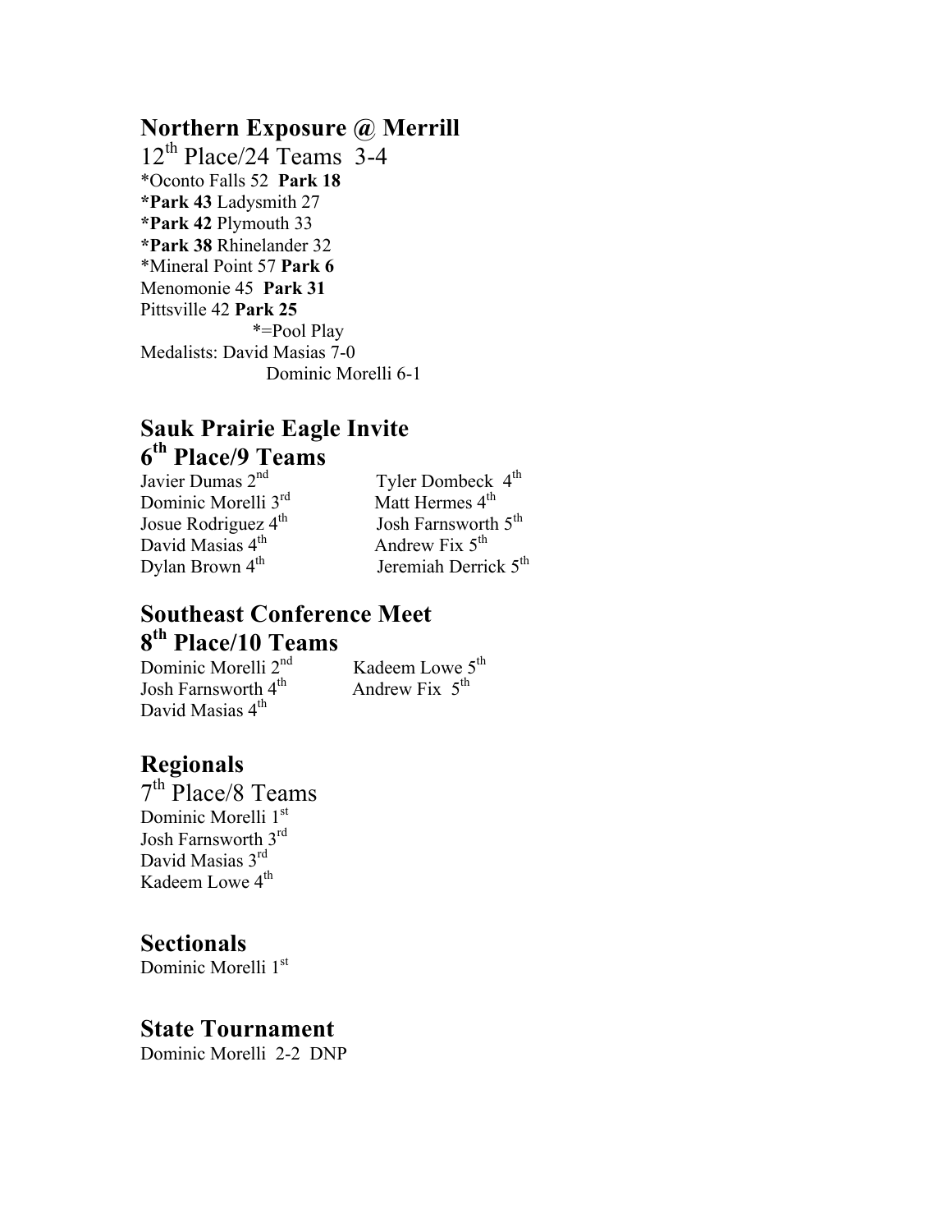## Northern Exposure @ Merrill

12th Place/24 Teams 3-4

*Oconto Falls 52 **Park 18**
***Park 43** Ladysmith 27
***Park 42** Plymouth 33
***Park 38** Rhinelander 32
*Mineral Point 57 **Park 6**
Menomonie 45 **Park 31**
Pittsville 42 **Park 25**

*=Pool Play

Medalists: David Masias 7-0
Dominic Morelli 6-1

## Sauk Prairie Eagle Invite
## 6th Place/9 Teams

Javier Dumas 2nd
Dominic Morelli 3rd
Josue Rodriguez 4th
David Masias 4th
Dylan Brown 4th
Tyler Dombeck 4th
Matt Hermes 4th
Josh Farnsworth 5th
Andrew Fix 5th
Jeremiah Derrick 5th

## Southeast Conference Meet
## 8th Place/10 Teams

Dominic Morelli 2nd
Josh Farnsworth 4th
David Masias 4th
Kadeem Lowe 5th
Andrew Fix 5th

## Regionals

7th Place/8 Teams

Dominic Morelli 1st
Josh Farnsworth 3rd
David Masias 3rd
Kadeem Lowe 4th

## Sectionals

Dominic Morelli 1st

## State Tournament

Dominic Morelli 2-2 DNP